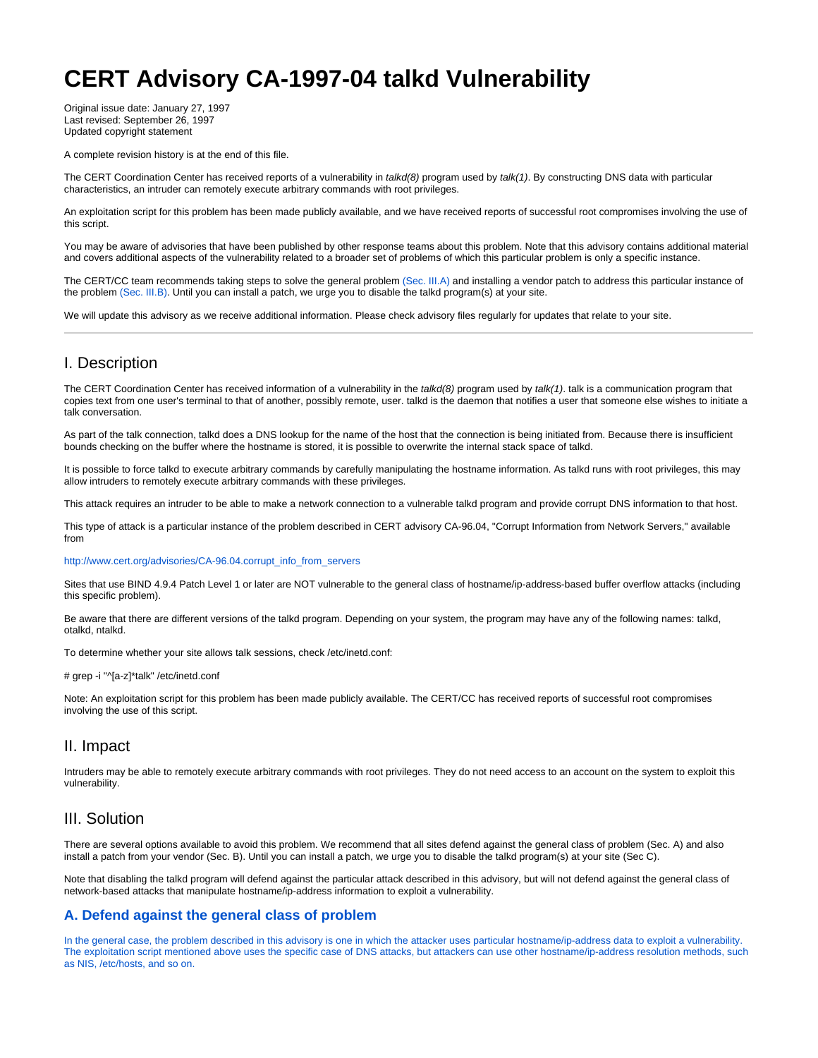# CERT Advisory CA-1997-04 talkd Vulnerability

Original issue date: January 27, 1997
Last revised: September 26, 1997
Updated copyright statement

A complete revision history is at the end of this file.

The CERT Coordination Center has received reports of a vulnerability in *talkd(8)* program used by *talk(1)*. By constructing DNS data with particular characteristics, an intruder can remotely execute arbitrary commands with root privileges.

An exploitation script for this problem has been made publicly available, and we have received reports of successful root compromises involving the use of this script.

You may be aware of advisories that have been published by other response teams about this problem. Note that this advisory contains additional material and covers additional aspects of the vulnerability related to a broader set of problems of which this particular problem is only a specific instance.

The CERT/CC team recommends taking steps to solve the general problem (Sec. III.A) and installing a vendor patch to address this particular instance of the problem (Sec. III.B). Until you can install a patch, we urge you to disable the talkd program(s) at your site.

We will update this advisory as we receive additional information. Please check advisory files regularly for updates that relate to your site.

---

## I. Description

The CERT Coordination Center has received information of a vulnerability in the *talkd(8)* program used by *talk(1)*. talk is a communication program that copies text from one user's terminal to that of another, possibly remote, user. talkd is the daemon that notifies a user that someone else wishes to initiate a talk conversation.

As part of the talk connection, talkd does a DNS lookup for the name of the host that the connection is being initiated from. Because there is insufficient bounds checking on the buffer where the hostname is stored, it is possible to overwrite the internal stack space of talkd.

It is possible to force talkd to execute arbitrary commands by carefully manipulating the hostname information. As talkd runs with root privileges, this may allow intruders to remotely execute arbitrary commands with these privileges.

This attack requires an intruder to be able to make a network connection to a vulnerable talkd program and provide corrupt DNS information to that host.

This type of attack is a particular instance of the problem described in CERT advisory CA-96.04, "Corrupt Information from Network Servers," available from

http://www.cert.org/advisories/CA-96.04.corrupt_info_from_servers

Sites that use BIND 4.9.4 Patch Level 1 or later are NOT vulnerable to the general class of hostname/ip-address-based buffer overflow attacks (including this specific problem).

Be aware that there are different versions of the talkd program. Depending on your system, the program may have any of the following names: talkd, otalkd, ntalkd.

To determine whether your site allows talk sessions, check /etc/inetd.conf:

```
# grep -i "^[a-z]*talk" /etc/inetd.conf
```

Note: An exploitation script for this problem has been made publicly available. The CERT/CC has received reports of successful root compromises involving the use of this script.

## II. Impact

Intruders may be able to remotely execute arbitrary commands with root privileges. They do not need access to an account on the system to exploit this vulnerability.

## III. Solution

There are several options available to avoid this problem. We recommend that all sites defend against the general class of problem (Sec. A) and also install a patch from your vendor (Sec. B). Until you can install a patch, we urge you to disable the talkd program(s) at your site (Sec C).

Note that disabling the talkd program will defend against the particular attack described in this advisory, but will not defend against the general class of network-based attacks that manipulate hostname/ip-address information to exploit a vulnerability.

### A. Defend against the general class of problem

In the general case, the problem described in this advisory is one in which the attacker uses particular hostname/ip-address data to exploit a vulnerability. The exploitation script mentioned above uses the specific case of DNS attacks, but attackers can use other hostname/ip-address resolution methods, such as NIS, /etc/hosts, and so on.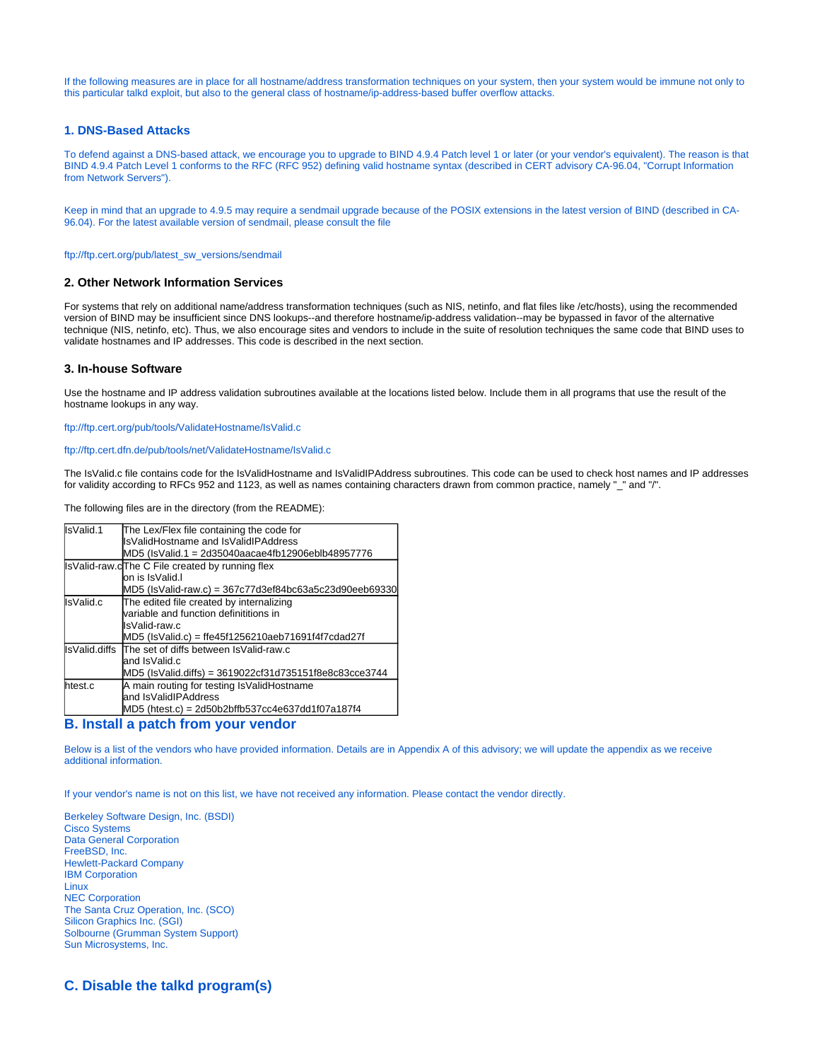If the following measures are in place for all hostname/address transformation techniques on your system, then your system would be immune not only to this particular talkd exploit, but also to the general class of hostname/ip-address-based buffer overflow attacks.

### 1. DNS-Based Attacks

To defend against a DNS-based attack, we encourage you to upgrade to BIND 4.9.4 Patch level 1 or later (or your vendor's equivalent). The reason is that BIND 4.9.4 Patch Level 1 conforms to the RFC (RFC 952) defining valid hostname syntax (described in CERT advisory CA-96.04, "Corrupt Information from Network Servers").

Keep in mind that an upgrade to 4.9.5 may require a sendmail upgrade because of the POSIX extensions in the latest version of BIND (described in CA-96.04). For the latest available version of sendmail, please consult the file

ftp://ftp.cert.org/pub/latest_sw_versions/sendmail

### 2. Other Network Information Services

For systems that rely on additional name/address transformation techniques (such as NIS, netinfo, and flat files like /etc/hosts), using the recommended version of BIND may be insufficient since DNS lookups--and therefore hostname/ip-address validation--may be bypassed in favor of the alternative technique (NIS, netinfo, etc). Thus, we also encourage sites and vendors to include in the suite of resolution techniques the same code that BIND uses to validate hostnames and IP addresses. This code is described in the next section.

### 3. In-house Software

Use the hostname and IP address validation subroutines available at the locations listed below. Include them in all programs that use the result of the hostname lookups in any way.

ftp://ftp.cert.org/pub/tools/ValidateHostname/IsValid.c

ftp://ftp.cert.dfn.de/pub/tools/net/ValidateHostname/IsValid.c

The IsValid.c file contains code for the IsValidHostname and IsValidIPAddress subroutines. This code can be used to check host names and IP addresses for validity according to RFCs 952 and 1123, as well as names containing characters drawn from common practice, namely "_" and "/".

The following files are in the directory (from the README):

| File | Description |
|---|---|
| IsValid.1 | The Lex/Flex file containing the code for IsValidHostname and IsValidIPAddress MD5 (IsValid.1 = 2d35040aacae4fb12906eblb48957776 |
| IsValid-raw.c | The C File created by running flex on is IsValid.l MD5 (IsValid-raw.c) = 367c77d3ef84bc63a5c23d90eeb69330 |
| IsValid.c | The edited file created by internalizing variable and function definititions in IsValid-raw.c MD5 (IsValid.c) = ffe45f1256210aeb71691f4f7cdad27f |
| IsValid.diffs | The set of diffs between IsValid-raw.c and IsValid.c MD5 (IsValid.diffs) = 3619022cf31d735151f8e8c83cce3744 |
| htest.c | A main routing for testing IsValidHostname and IsValidIPAddress MD5 (htest.c) = 2d50b2bffb537cc4e637dd1f07a187f4 |

## B. Install a patch from your vendor

Below is a list of the vendors who have provided information. Details are in Appendix A of this advisory; we will update the appendix as we receive additional information.

If your vendor's name is not on this list, we have not received any information. Please contact the vendor directly.

Berkeley Software Design, Inc. (BSDI)
Cisco Systems
Data General Corporation
FreeBSD, Inc.
Hewlett-Packard Company
IBM Corporation
Linux
NEC Corporation
The Santa Cruz Operation, Inc. (SCO)
Silicon Graphics Inc. (SGI)
Solbourne (Grumman System Support)
Sun Microsystems, Inc.

## C. Disable the talkd program(s)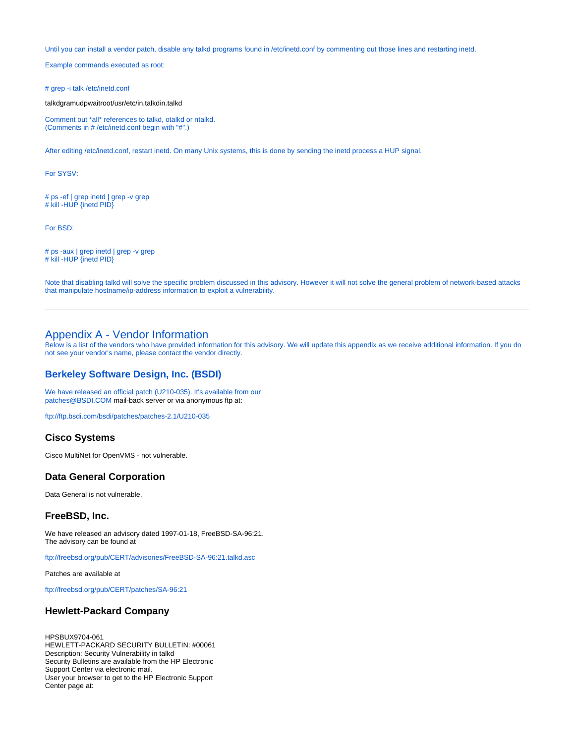Until you can install a vendor patch, disable any talkd programs found in /etc/inetd.conf by commenting out those lines and restarting inetd.

Example commands executed as root:

```
# grep -i talk /etc/inetd.conf
```

talkdgramudpwaitroot/usr/etc/in.talkdin.talkd

Comment out *all* references to talkd, otalkd or ntalkd.
(Comments in # /etc/inetd.conf begin with "#".)

After editing /etc/inetd.conf, restart inetd. On many Unix systems, this is done by sending the inetd process a HUP signal.

For SYSV:

```
# ps -ef | grep inetd | grep -v grep
# kill -HUP {inetd PID}
```

For BSD:

```
# ps -aux | grep inetd | grep -v grep
# kill -HUP {inetd PID}
```

Note that disabling talkd will solve the specific problem discussed in this advisory. However it will not solve the general problem of network-based attacks that manipulate hostname/ip-address information to exploit a vulnerability.

---

# Appendix A - Vendor Information

Below is a list of the vendors who have provided information for this advisory. We will update this appendix as we receive additional information. If you do not see your vendor's name, please contact the vendor directly.

## Berkeley Software Design, Inc. (BSDI)

We have released an official patch (U210-035). It's available from our patches@BSDI.COM mail-back server or via anonymous ftp at:

ftp://ftp.bsdi.com/bsdi/patches/patches-2.1/U210-035

## Cisco Systems

Cisco MultiNet for OpenVMS - not vulnerable.

## Data General Corporation

Data General is not vulnerable.

## FreeBSD, Inc.

We have released an advisory dated 1997-01-18, FreeBSD-SA-96:21.
The advisory can be found at

ftp://freebsd.org/pub/CERT/advisories/FreeBSD-SA-96:21.talkd.asc

Patches are available at

ftp://freebsd.org/pub/CERT/patches/SA-96:21

## Hewlett-Packard Company

HPSBUX9704-061
HEWLETT-PACKARD SECURITY BULLETIN: #00061
Description: Security Vulnerability in talkd
Security Bulletins are available from the HP Electronic
Support Center via electronic mail.
User your browser to get to the HP Electronic Support
Center page at: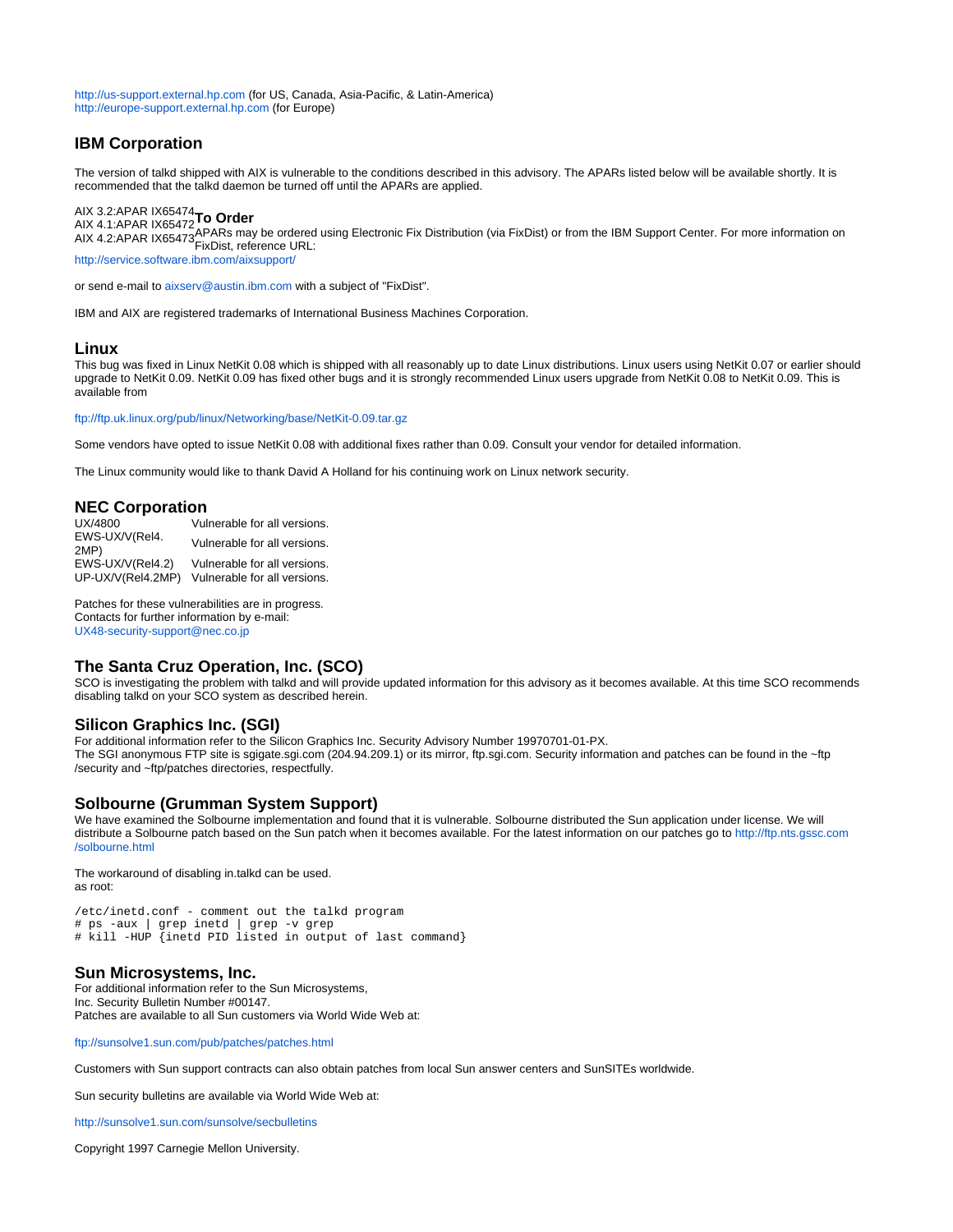http://us-support.external.hp.com (for US, Canada, Asia-Pacific, & Latin-America)
http://europe-support.external.hp.com (for Europe)

## IBM Corporation

The version of talkd shipped with AIX is vulnerable to the conditions described in this advisory. The APARs listed below will be available shortly. It is recommended that the talkd daemon be turned off until the APARs are applied.

AIX 3.2:APAR IX65474
AIX 4.1:APAR IX65472
AIX 4.2:APAR IX65473

### To Order

APARs may be ordered using Electronic Fix Distribution (via FixDist) or from the IBM Support Center. For more information on FixDist, reference URL:

http://service.software.ibm.com/aixsupport/

or send e-mail to aixserv@austin.ibm.com with a subject of "FixDist".

IBM and AIX are registered trademarks of International Business Machines Corporation.

## Linux

This bug was fixed in Linux NetKit 0.08 which is shipped with all reasonably up to date Linux distributions. Linux users using NetKit 0.07 or earlier should upgrade to NetKit 0.09. NetKit 0.09 has fixed other bugs and it is strongly recommended Linux users upgrade from NetKit 0.08 to NetKit 0.09. This is available from

ftp://ftp.uk.linux.org/pub/linux/Networking/base/NetKit-0.09.tar.gz

Some vendors have opted to issue NetKit 0.08 with additional fixes rather than 0.09. Consult your vendor for detailed information.

The Linux community would like to thank David A Holland for his continuing work on Linux network security.

## NEC Corporation

| | |
|---|---|
| UX/4800 | Vulnerable for all versions. |
| EWS-UX/V(Rel4.2MP) | Vulnerable for all versions. |
| EWS-UX/V(Rel4.2) | Vulnerable for all versions. |
| UP-UX/V(Rel4.2MP) | Vulnerable for all versions. |

Patches for these vulnerabilities are in progress.
Contacts for further information by e-mail:
UX48-security-support@nec.co.jp

## The Santa Cruz Operation, Inc. (SCO)

SCO is investigating the problem with talkd and will provide updated information for this advisory as it becomes available. At this time SCO recommends disabling talkd on your SCO system as described herein.

## Silicon Graphics Inc. (SGI)

For additional information refer to the Silicon Graphics Inc. Security Advisory Number 19970701-01-PX.
The SGI anonymous FTP site is sgigate.sgi.com (204.94.209.1) or its mirror, ftp.sgi.com. Security information and patches can be found in the ~ftp/security and ~ftp/patches directories, respectfully.

## Solbourne (Grumman System Support)

We have examined the Solbourne implementation and found that it is vulnerable. Solbourne distributed the Sun application under license. We will distribute a Solbourne patch based on the Sun patch when it becomes available. For the latest information on our patches go to http://ftp.nts.gssc.com/solbourne.html

The workaround of disabling in.talkd can be used.
as root:

```
/etc/inetd.conf - comment out the talkd program
# ps -aux | grep inetd | grep -v grep
# kill -HUP {inetd PID listed in output of last command}
```

## Sun Microsystems, Inc.

For additional information refer to the Sun Microsystems,
Inc. Security Bulletin Number #00147.
Patches are available to all Sun customers via World Wide Web at:

ftp://sunsolve1.sun.com/pub/patches/patches.html

Customers with Sun support contracts can also obtain patches from local Sun answer centers and SunSITEs worldwide.

Sun security bulletins are available via World Wide Web at:

http://sunsolve1.sun.com/sunsolve/secbulletins

Copyright 1997 Carnegie Mellon University.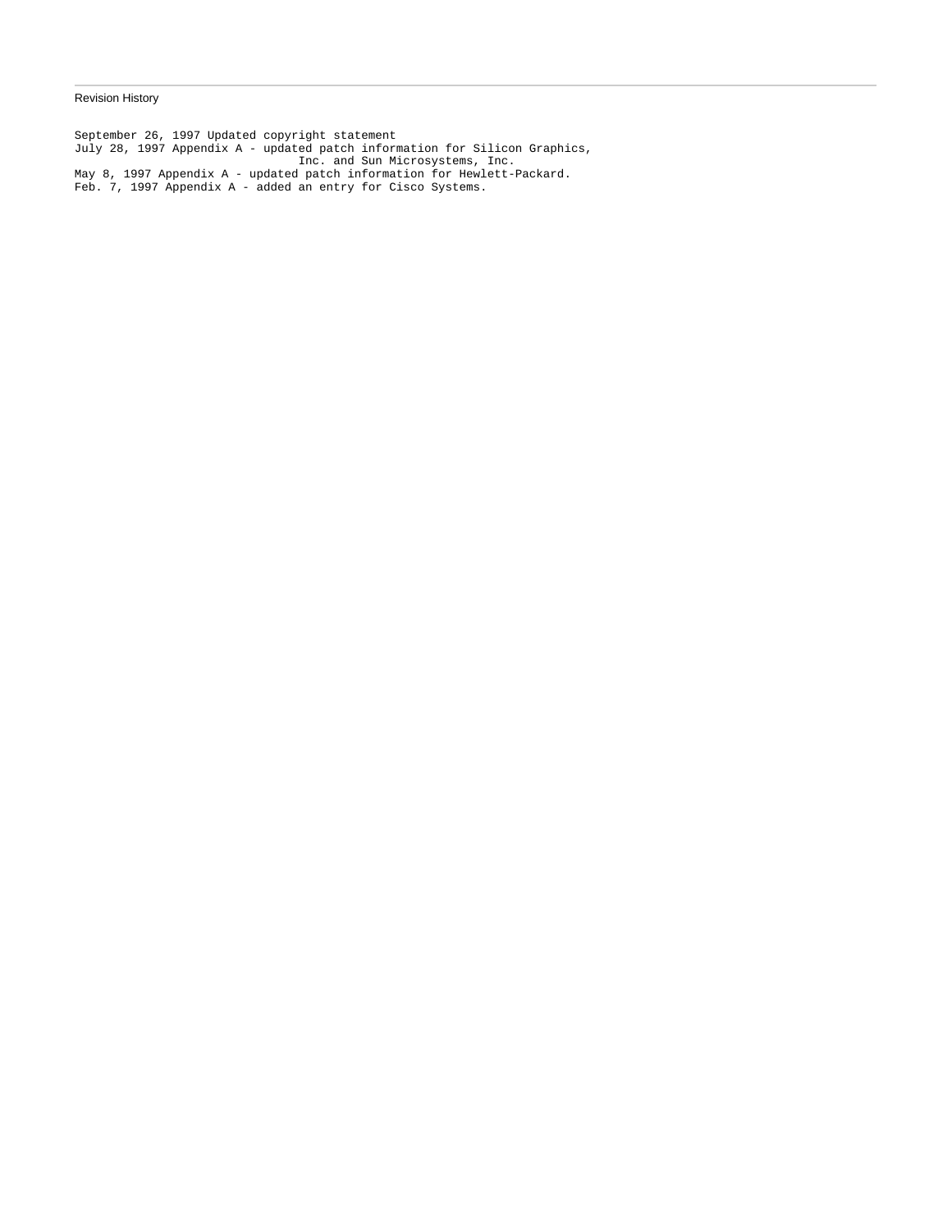Revision History

```
September 26, 1997 Updated copyright statement
July 28, 1997 Appendix A - updated patch information for Silicon Graphics,
                              Inc. and Sun Microsystems, Inc.
May 8, 1997 Appendix A - updated patch information for Hewlett-Packard.
Feb. 7, 1997 Appendix A - added an entry for Cisco Systems.
```